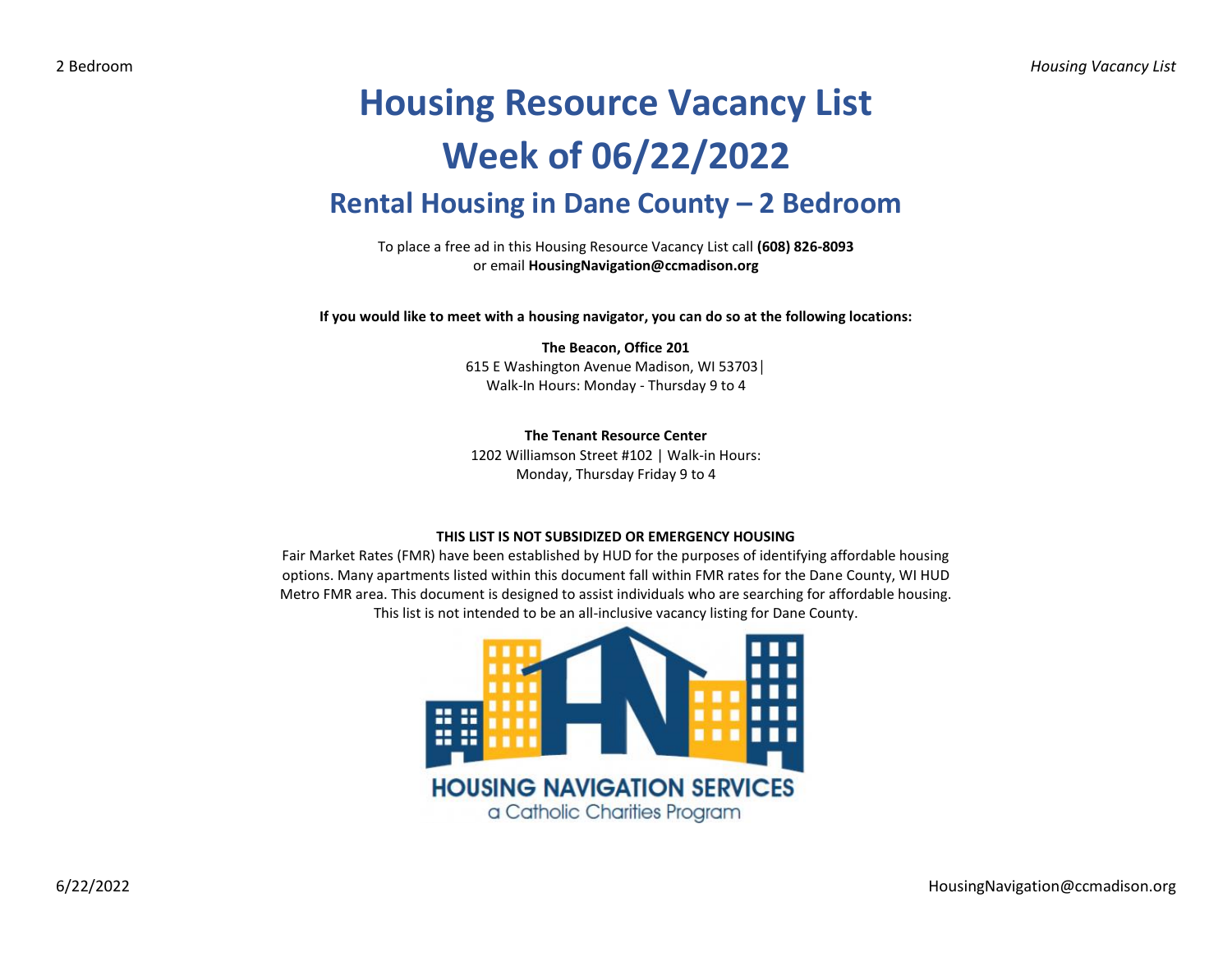# Housing Resource Vacancy List

# Week of 06/22/2022

## Rental Housing in Dane County – 2 Bedroom

To place a free ad in this Housing Resource Vacancy List call **(608) 826-8093**
or email **HousingNavigation@ccmadison.org**

**If you would like to meet with a housing navigator, you can do so at the following locations:**

**The Beacon, Office 201**
615 E Washington Avenue Madison, WI 53703|
Walk-In Hours: Monday - Thursday 9 to 4

**The Tenant Resource Center**
1202 Williamson Street #102 | Walk-in Hours:
Monday, Thursday Friday 9 to 4

**THIS LIST IS NOT SUBSIDIZED OR EMERGENCY HOUSING**

Fair Market Rates (FMR) have been established by HUD for the purposes of identifying affordable housing options. Many apartments listed within this document fall within FMR rates for the Dane County, WI HUD Metro FMR area. This document is designed to assist individuals who are searching for affordable housing. This list is not intended to be an all-inclusive vacancy listing for Dane County.

HOUSING NAVIGATION SERVICES
a Catholic Charities Program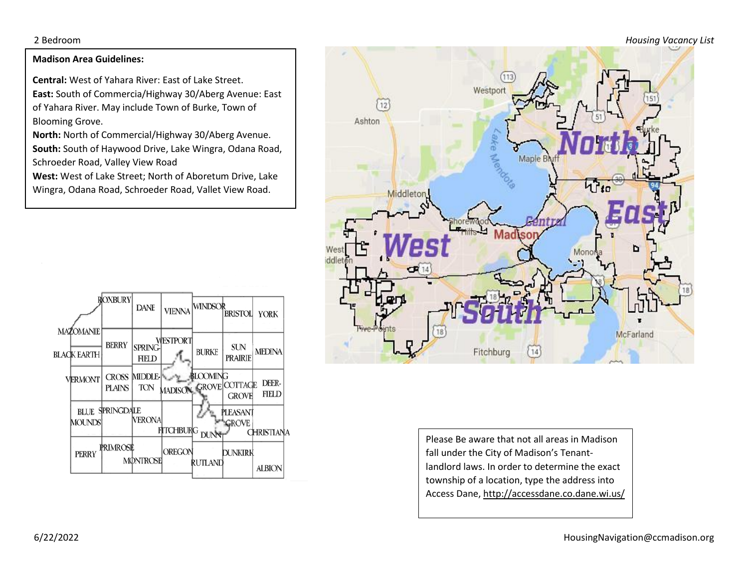2 Bedroom

**Madison Area Guidelines:**

**Central:** West of Yahara River: East of Lake Street.
**East:** South of Commercia/Highway 30/Aberg Avenue: East of Yahara River. May include Town of Burke, Town of Blooming Grove.
**North:** North of Commercial/Highway 30/Aberg Avenue.
**South:** South of Haywood Drive, Lake Wingra, Odana Road, Schroeder Road, Valley View Road
**West:** West of Lake Street; North of Aboretum Drive, Lake Wingra, Odana Road, Schroeder Road, Vallet View Road.

Please Be aware that not all areas in Madison fall under the City of Madison's Tenant-landlord laws. In order to determine the exact township of a location, type the address into Access Dane, http://accessdane.co.dane.wi.us/

6/22/2022

HousingNavigation@ccmadison.org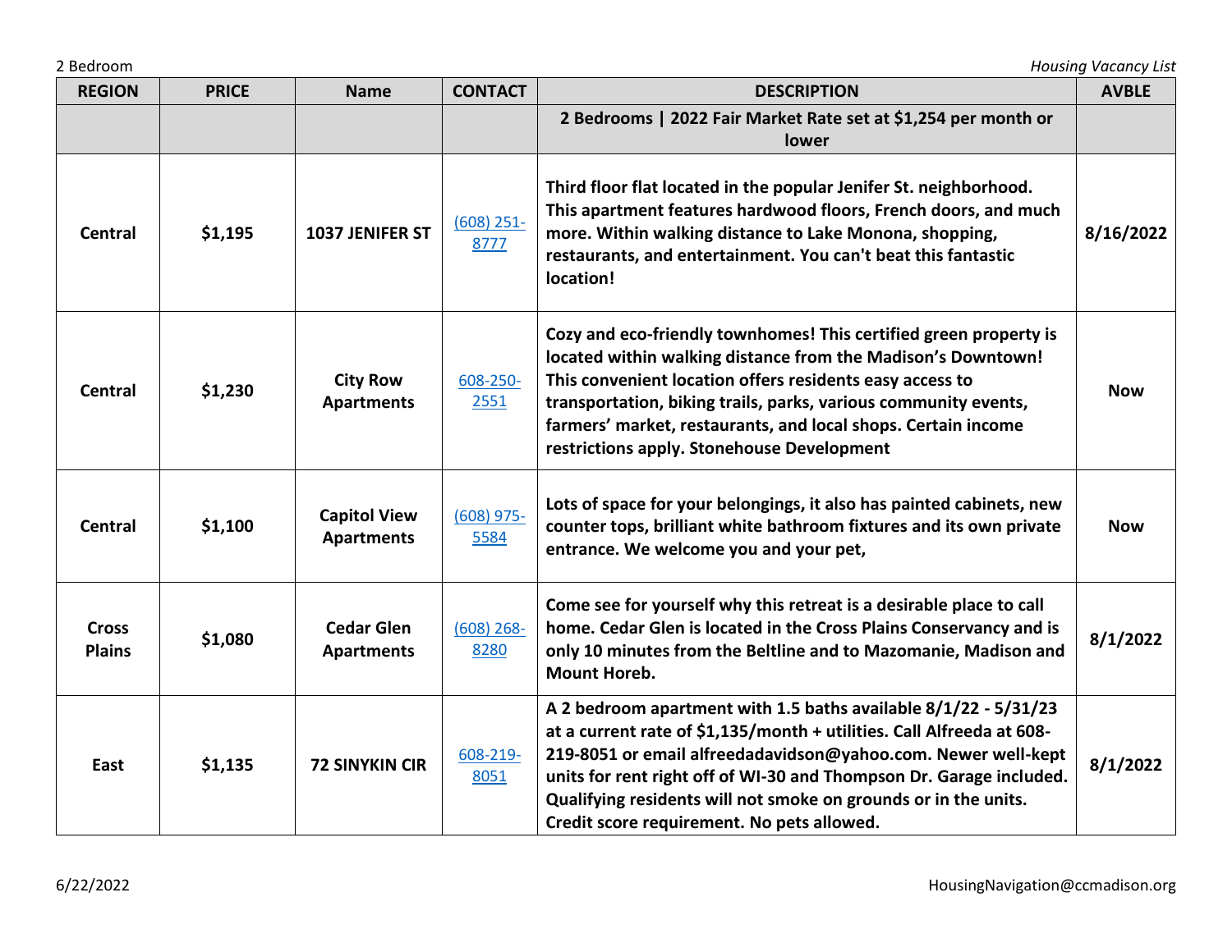| REGION | PRICE | Name | CONTACT | DESCRIPTION | AVBLE |
|---|---|---|---|---|---|
| | | | | **2 Bedrooms \| 2022 Fair Market Rate set at $1,254 per month or lower** | |
| **Central** | **$1,195** | **1037 JENIFER ST** | (608) 251-8777 | **Third floor flat located in the popular Jenifer St. neighborhood. This apartment features hardwood floors, French doors, and much more. Within walking distance to Lake Monona, shopping, restaurants, and entertainment. You can't beat this fantastic location!** | **8/16/2022** |
| **Central** | **$1,230** | **City Row Apartments** | 608-250-2551 | **Cozy and eco-friendly townhomes! This certified green property is located within walking distance from the Madison's Downtown! This convenient location offers residents easy access to transportation, biking trails, parks, various community events, farmers' market, restaurants, and local shops. Certain income restrictions apply. Stonehouse Development** | **Now** |
| **Central** | **$1,100** | **Capitol View Apartments** | (608) 975-5584 | **Lots of space for your belongings, it also has painted cabinets, new counter tops, brilliant white bathroom fixtures and its own private entrance. We welcome you and your pet,** | **Now** |
| **Cross Plains** | **$1,080** | **Cedar Glen Apartments** | (608) 268-8280 | **Come see for yourself why this retreat is a desirable place to call home. Cedar Glen is located in the Cross Plains Conservancy and is only 10 minutes from the Beltline and to Mazomanie, Madison and Mount Horeb.** | **8/1/2022** |
| **East** | **$1,135** | **72 SINYKIN CIR** | 608-219-8051 | **A 2 bedroom apartment with 1.5 baths available 8/1/22 - 5/31/23 at a current rate of $1,135/month + utilities. Call Alfreeda at 608-219-8051 or email alfreedadavidson@yahoo.com. Newer well-kept units for rent right off of WI-30 and Thompson Dr. Garage included. Qualifying residents will not smoke on grounds or in the units. Credit score requirement. No pets allowed.** | **8/1/2022** |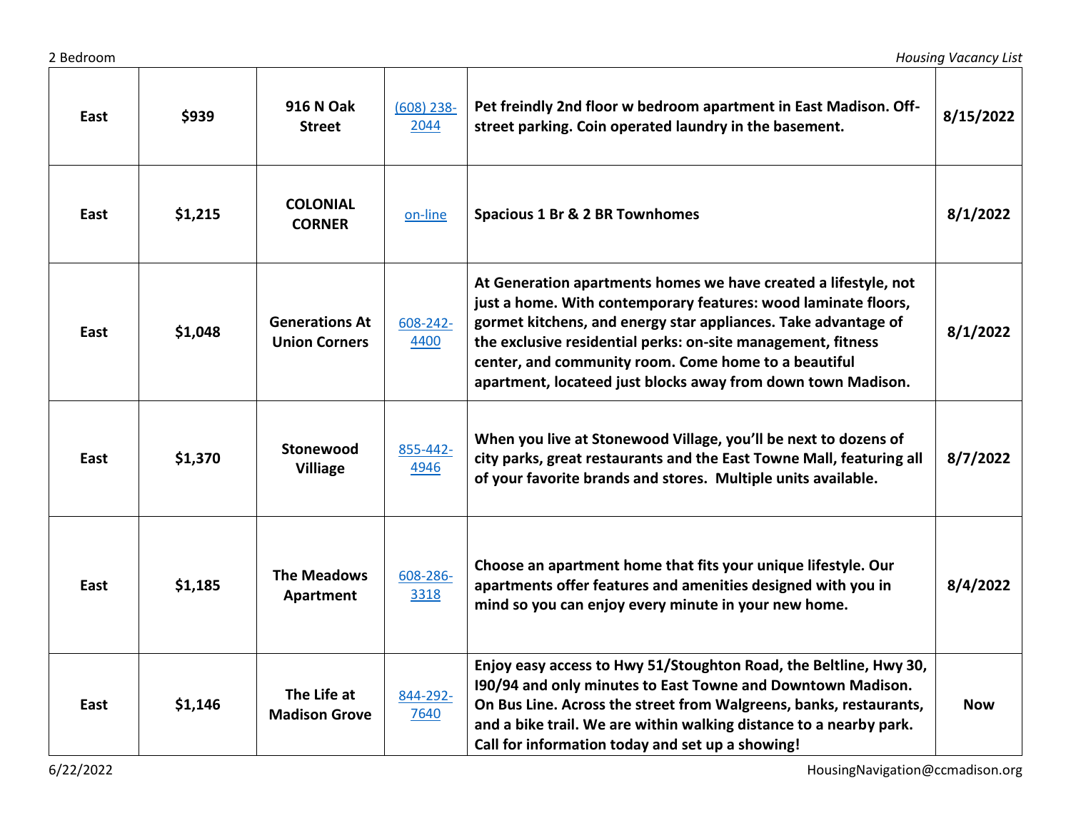| East | $939 | 916 N Oak Street | (608) 238-2044 | Pet freindly 2nd floor w bedroom apartment in East Madison. Off-street parking. Coin operated laundry in the basement. | 8/15/2022 |
|---|---|---|---|---|---|
| East | $1,215 | COLONIAL CORNER | on-line | Spacious 1 Br & 2 BR Townhomes | 8/1/2022 |
| East | $1,048 | Generations At Union Corners | 608-242-4400 | At Generation apartments homes we have created a lifestyle, not just a home. With contemporary features: wood laminate floors, gormet kitchens, and energy star appliances. Take advantage of the exclusive residential perks: on-site management, fitness center, and community room. Come home to a beautiful apartment, locateed just blocks away from down town Madison. | 8/1/2022 |
| East | $1,370 | Stonewood Villiage | 855-442-4946 | When you live at Stonewood Village, you'll be next to dozens of city parks, great restaurants and the East Towne Mall, featuring all of your favorite brands and stores. Multiple units available. | 8/7/2022 |
| East | $1,185 | The Meadows Apartment | 608-286-3318 | Choose an apartment home that fits your unique lifestyle. Our apartments offer features and amenities designed with you in mind so you can enjoy every minute in your new home. | 8/4/2022 |
| East | $1,146 | The Life at Madison Grove | 844-292-7640 | Enjoy easy access to Hwy 51/Stoughton Road, the Beltline, Hwy 30, I90/94 and only minutes to East Towne and Downtown Madison. On Bus Line. Across the street from Walgreens, banks, restaurants, and a bike trail. We are within walking distance to a nearby park. Call for information today and set up a showing! | Now |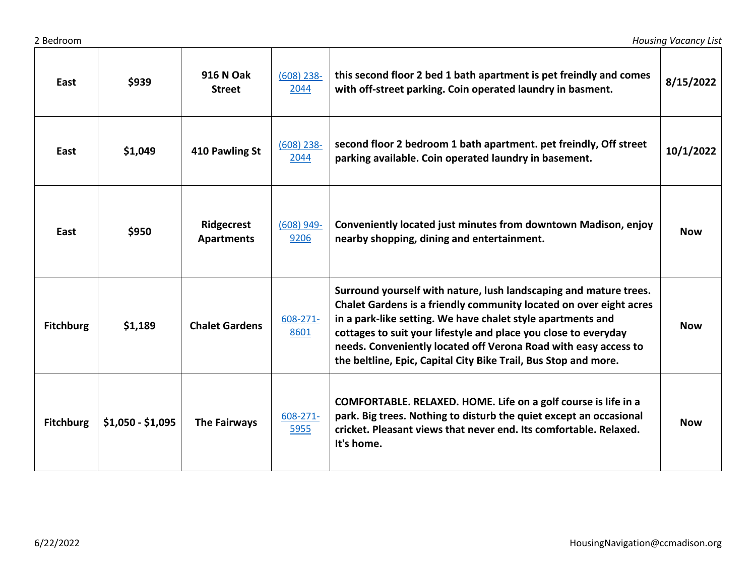| East | $939 | 916 N Oak Street | (608) 238-2044 | this second floor 2 bed 1 bath apartment is pet freindly and comes with off-street parking. Coin operated laundry in basment. | 8/15/2022 |
|---|---|---|---|---|---|
| East | $1,049 | 410 Pawling St | (608) 238-2044 | second floor 2 bedroom 1 bath apartment. pet freindly, Off street parking available. Coin operated laundry in basement. | 10/1/2022 |
| East | $950 | Ridgecrest Apartments | (608) 949-9206 | Conveniently located just minutes from downtown Madison, enjoy nearby shopping, dining and entertainment. | Now |
| Fitchburg | $1,189 | Chalet Gardens | 608-271-8601 | Surround yourself with nature, lush landscaping and mature trees. Chalet Gardens is a friendly community located on over eight acres in a park-like setting. We have chalet style apartments and cottages to suit your lifestyle and place you close to everyday needs. Conveniently located off Verona Road with easy access to the beltline, Epic, Capital City Bike Trail, Bus Stop and more. | Now |
| Fitchburg | $1,050 - $1,095 | The Fairways | 608-271-5955 | COMFORTABLE. RELAXED. HOME. Life on a golf course is life in a park. Big trees. Nothing to disturb the quiet except an occasional cricket. Pleasant views that never end. Its comfortable. Relaxed. It's home. | Now |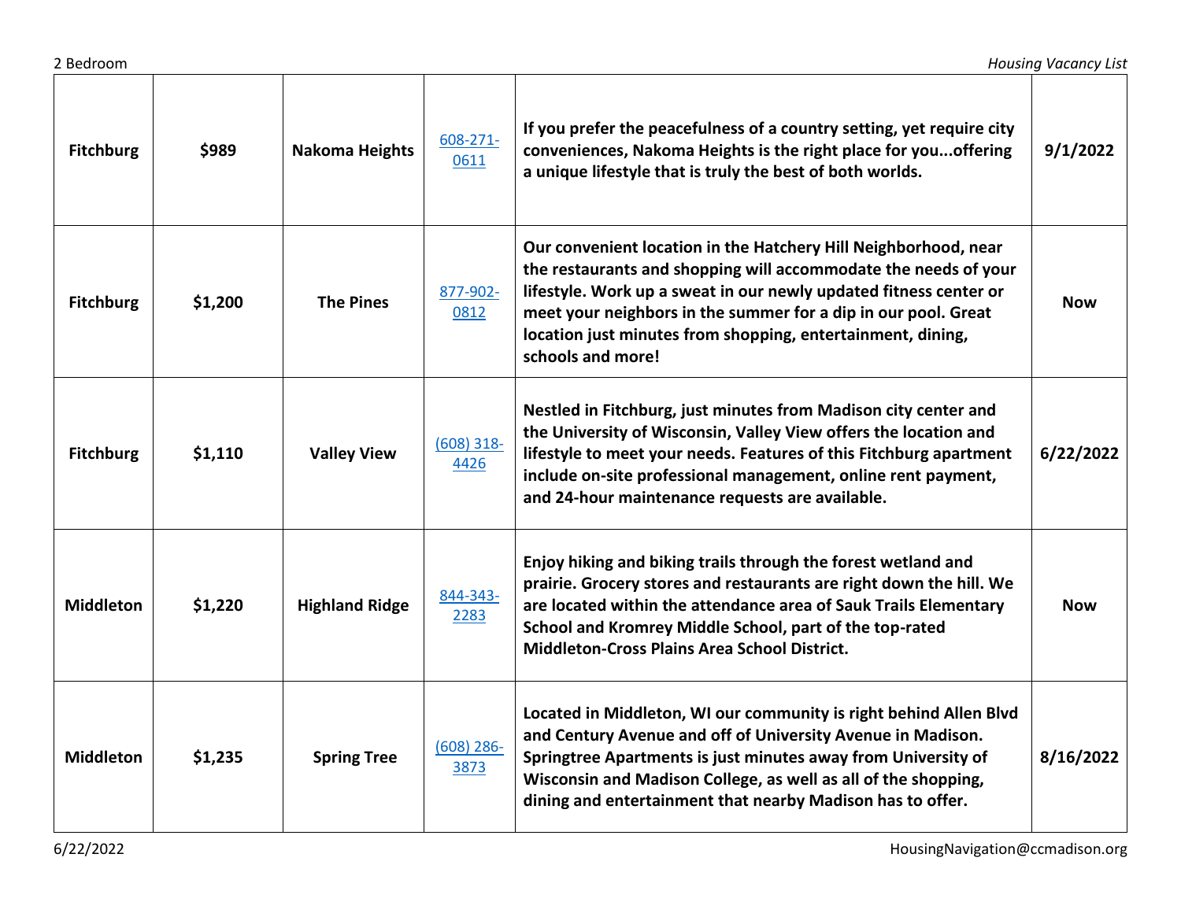| Fitchburg | $989 | Nakoma Heights | 608-271-0611 | If you prefer the peacefulness of a country setting, yet require city conveniences, Nakoma Heights is the right place for you...offering a unique lifestyle that is truly the best of both worlds. | 9/1/2022 |
|---|---|---|---|---|---|
| Fitchburg | $1,200 | The Pines | 877-902-0812 | Our convenient location in the Hatchery Hill Neighborhood, near the restaurants and shopping will accommodate the needs of your lifestyle. Work up a sweat in our newly updated fitness center or meet your neighbors in the summer for a dip in our pool. Great location just minutes from shopping, entertainment, dining, schools and more! | Now |
| Fitchburg | $1,110 | Valley View | (608) 318-4426 | Nestled in Fitchburg, just minutes from Madison city center and the University of Wisconsin, Valley View offers the location and lifestyle to meet your needs. Features of this Fitchburg apartment include on-site professional management, online rent payment, and 24-hour maintenance requests are available. | 6/22/2022 |
| Middleton | $1,220 | Highland Ridge | 844-343-2283 | Enjoy hiking and biking trails through the forest wetland and prairie. Grocery stores and restaurants are right down the hill. We are located within the attendance area of Sauk Trails Elementary School and Kromrey Middle School, part of the top-rated Middleton-Cross Plains Area School District. | Now |
| Middleton | $1,235 | Spring Tree | (608) 286-3873 | Located in Middleton, WI our community is right behind Allen Blvd and Century Avenue and off of University Avenue in Madison. Springtree Apartments is just minutes away from University of Wisconsin and Madison College, as well as all of the shopping, dining and entertainment that nearby Madison has to offer. | 8/16/2022 |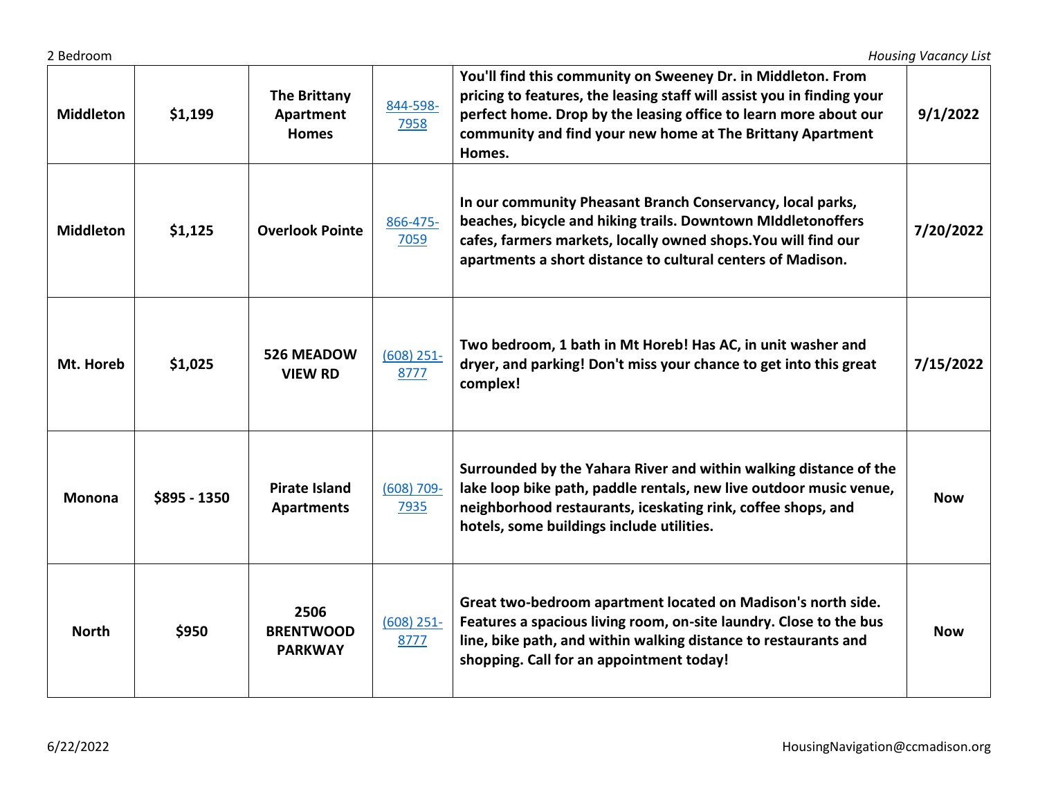| Middleton | $1,199 | The Brittany Apartment Homes | 844-598-7958 | You'll find this community on Sweeney Dr. in Middleton. From pricing to features, the leasing staff will assist you in finding your perfect home. Drop by the leasing office to learn more about our community and find your new home at The Brittany Apartment Homes. | 9/1/2022 |
|---|---|---|---|---|---|
| Middleton | $1,125 | Overlook Pointe | 866-475-7059 | In our community Pheasant Branch Conservancy, local parks, beaches, bicycle and hiking trails. Downtown MIddletonoffers cafes, farmers markets, locally owned shops.You will find our apartments a short distance to cultural centers of Madison. | 7/20/2022 |
| Mt. Horeb | $1,025 | 526 MEADOW VIEW RD | (608) 251-8777 | Two bedroom, 1 bath in Mt Horeb! Has AC, in unit washer and dryer, and parking! Don't miss your chance to get into this great complex! | 7/15/2022 |
| Monona | $895 - 1350 | Pirate Island Apartments | (608) 709-7935 | Surrounded by the Yahara River and within walking distance of the lake loop bike path, paddle rentals, new live outdoor music venue, neighborhood restaurants, iceskating rink, coffee shops, and hotels, some buildings include utilities. | Now |
| North | $950 | 2506 BRENTWOOD PARKWAY | (608) 251-8777 | Great two-bedroom apartment located on Madison's north side. Features a spacious living room, on-site laundry. Close to the bus line, bike path, and within walking distance to restaurants and shopping. Call for an appointment today! | Now |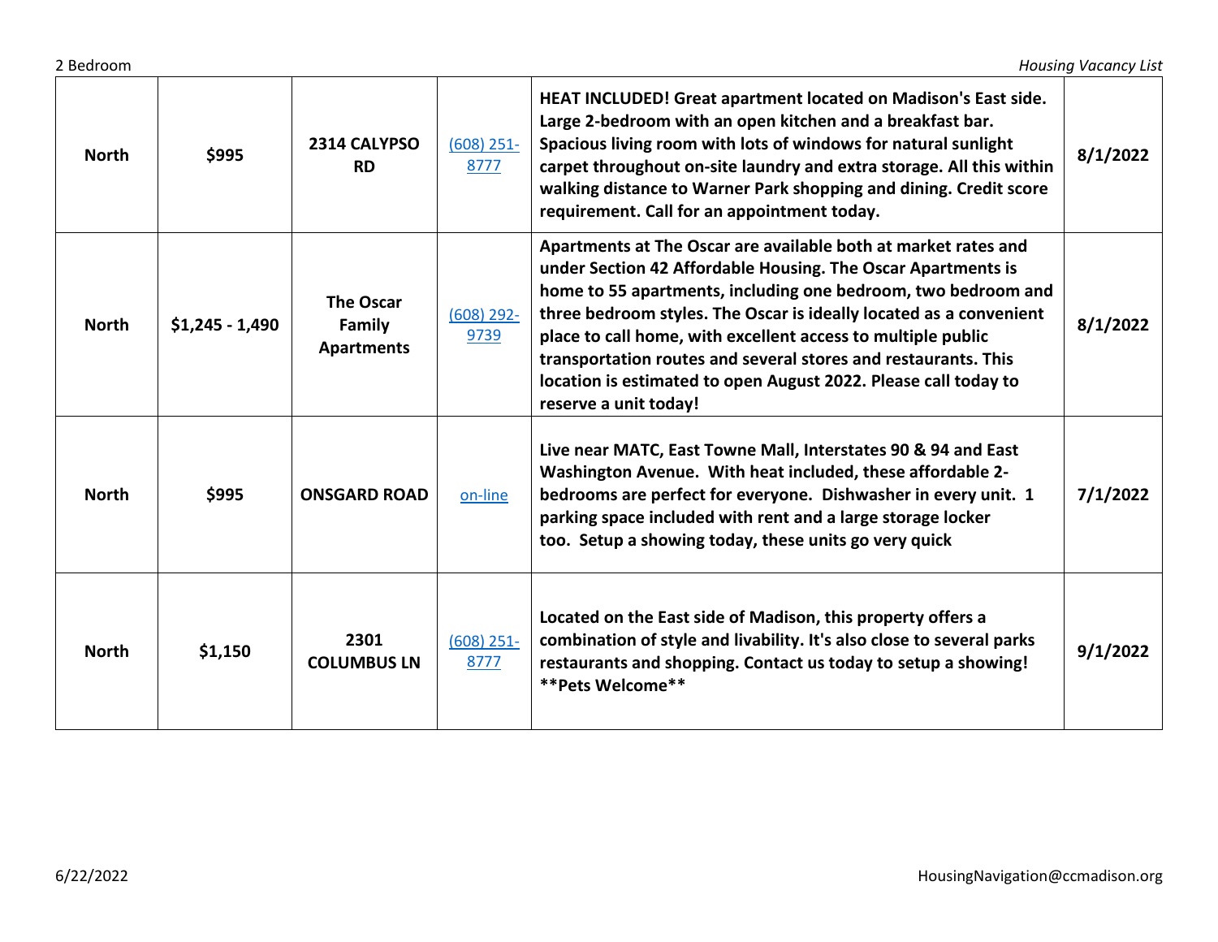| | | | | | |
|---|---|---|---|---|---|
| **North** | **$995** | **2314 CALYPSO RD** | (608) 251-8777 | **HEAT INCLUDED! Great apartment located on Madison's East side. Large 2-bedroom with an open kitchen and a breakfast bar. Spacious living room with lots of windows for natural sunlight carpet throughout on-site laundry and extra storage. All this within walking distance to Warner Park shopping and dining. Credit score requirement. Call for an appointment today.** | **8/1/2022** |
| **North** | **$1,245 - 1,490** | **The Oscar Family Apartments** | (608) 292-9739 | **Apartments at The Oscar are available both at market rates and under Section 42 Affordable Housing. The Oscar Apartments is home to 55 apartments, including one bedroom, two bedroom and three bedroom styles. The Oscar is ideally located as a convenient place to call home, with excellent access to multiple public transportation routes and several stores and restaurants. This location is estimated to open August 2022. Please call today to reserve a unit today!** | **8/1/2022** |
| **North** | **$995** | **ONSGARD ROAD** | on-line | **Live near MATC, East Towne Mall, Interstates 90 & 94 and East Washington Avenue. With heat included, these affordable 2-bedrooms are perfect for everyone. Dishwasher in every unit. 1 parking space included with rent and a large storage locker too. Setup a showing today, these units go very quick** | **7/1/2022** |
| **North** | **$1,150** | **2301 COLUMBUS LN** | (608) 251-8777 | **Located on the East side of Madison, this property offers a combination of style and livability. It's also close to several parks restaurants and shopping. Contact us today to setup a showing! \*\*Pets Welcome\*\*** | **9/1/2022** |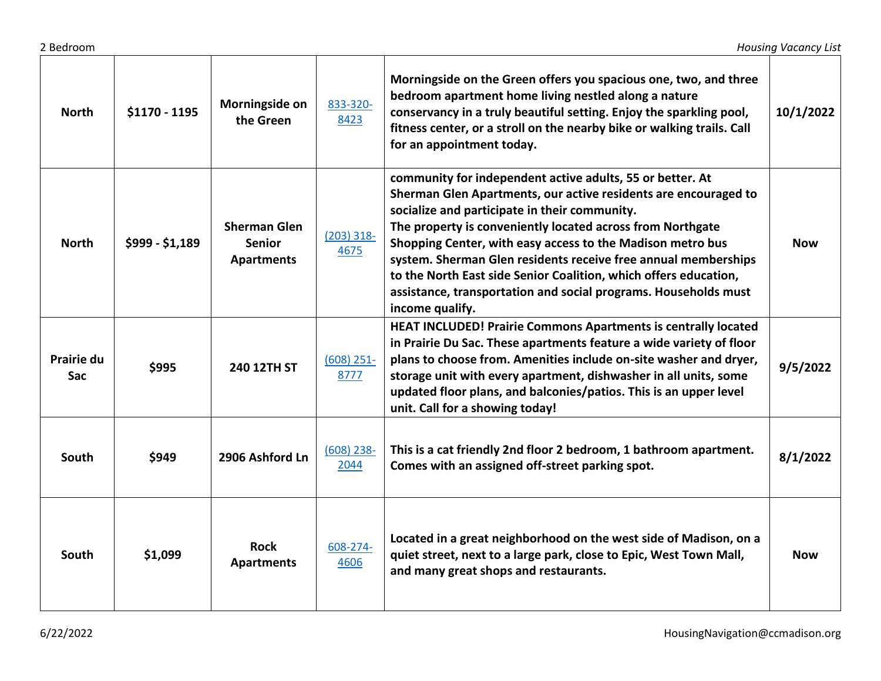| North | $1170 - 1195 | Morningside on the Green | 833-320-8423 | Morningside on the Green offers you spacious one, two, and three bedroom apartment home living nestled along a nature conservancy in a truly beautiful setting. Enjoy the sparkling pool, fitness center, or a stroll on the nearby bike or walking trails. Call for an appointment today. | 10/1/2022 |
|---|---|---|---|---|---|
| North | $999 - $1,189 | Sherman Glen Senior Apartments | (203) 318-4675 | community for independent active adults, 55 or better. At Sherman Glen Apartments, our active residents are encouraged to socialize and participate in their community. The property is conveniently located across from Northgate Shopping Center, with easy access to the Madison metro bus system. Sherman Glen residents receive free annual memberships to the North East side Senior Coalition, which offers education, assistance, transportation and social programs. Households must income qualify. | Now |
| Prairie du Sac | $995 | 240 12TH ST | (608) 251-8777 | HEAT INCLUDED! Prairie Commons Apartments is centrally located in Prairie Du Sac. These apartments feature a wide variety of floor plans to choose from. Amenities include on-site washer and dryer, storage unit with every apartment, dishwasher in all units, some updated floor plans, and balconies/patios. This is an upper level unit. Call for a showing today! | 9/5/2022 |
| South | $949 | 2906 Ashford Ln | (608) 238-2044 | This is a cat friendly 2nd floor 2 bedroom, 1 bathroom apartment. Comes with an assigned off-street parking spot. | 8/1/2022 |
| South | $1,099 | Rock Apartments | 608-274-4606 | Located in a great neighborhood on the west side of Madison, on a quiet street, next to a large park, close to Epic, West Town Mall, and many great shops and restaurants. | Now |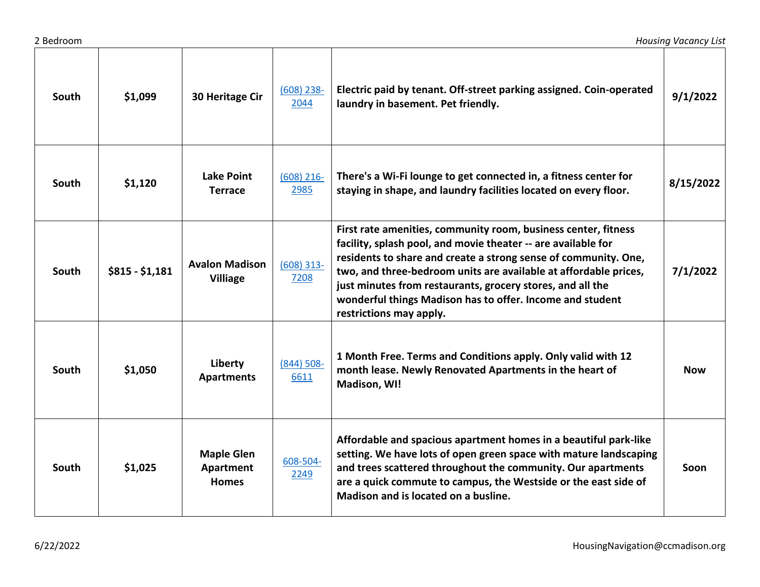| | | | | | |
|---|---|---|---|---|---|
| **South** | **$1,099** | **30 Heritage Cir** | (608) 238-2044 | **Electric paid by tenant. Off-street parking assigned. Coin-operated laundry in basement. Pet friendly.** | **9/1/2022** |
| **South** | **$1,120** | **Lake Point Terrace** | (608) 216-2985 | **There's a Wi-Fi lounge to get connected in, a fitness center for staying in shape, and laundry facilities located on every floor.** | **8/15/2022** |
| **South** | **$815 - $1,181** | **Avalon Madison Villiage** | (608) 313-7208 | **First rate amenities, community room, business center, fitness facility, splash pool, and movie theater -- are available for residents to share and create a strong sense of community. One, two, and three-bedroom units are available at affordable prices, just minutes from restaurants, grocery stores, and all the wonderful things Madison has to offer. Income and student restrictions may apply.** | **7/1/2022** |
| **South** | **$1,050** | **Liberty Apartments** | (844) 508-6611 | **1 Month Free. Terms and Conditions apply. Only valid with 12 month lease. Newly Renovated Apartments in the heart of Madison, WI!** | **Now** |
| **South** | **$1,025** | **Maple Glen Apartment Homes** | 608-504-2249 | **Affordable and spacious apartment homes in a beautiful park-like setting. We have lots of open green space with mature landscaping and trees scattered throughout the community. Our apartments are a quick commute to campus, the Westside or the east side of Madison and is located on a busline.** | **Soon** |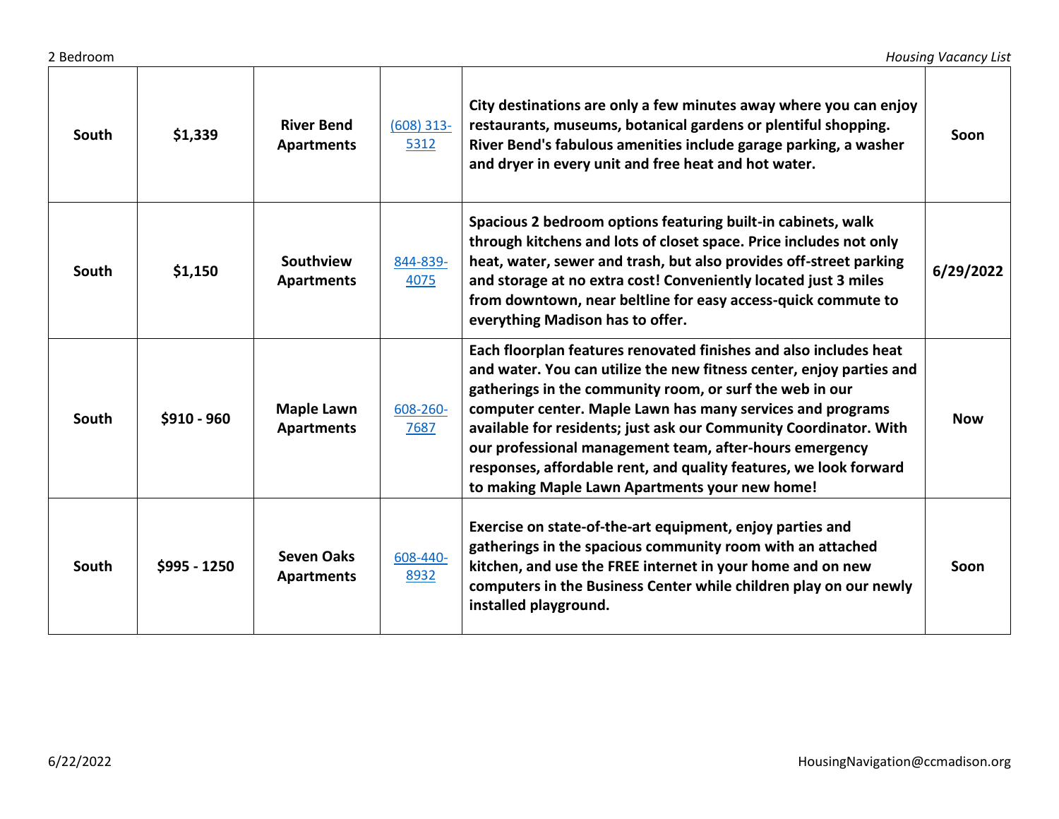| South | $1,339 | River Bend Apartments | [(608) 313-5312]() | City destinations are only a few minutes away where you can enjoy restaurants, museums, botanical gardens or plentiful shopping. River Bend's fabulous amenities include garage parking, a washer and dryer in every unit and free heat and hot water. | Soon |
|---|---|---|---|---|---|
| South | $1,150 | Southview Apartments | [844-839-4075]() | Spacious 2 bedroom options featuring built-in cabinets, walk through kitchens and lots of closet space. Price includes not only heat, water, sewer and trash, but also provides off-street parking and storage at no extra cost! Conveniently located just 3 miles from downtown, near beltline for easy access-quick commute to everything Madison has to offer. | 6/29/2022 |
| South | $910 - 960 | Maple Lawn Apartments | [608-260-7687]() | Each floorplan features renovated finishes and also includes heat and water. You can utilize the new fitness center, enjoy parties and gatherings in the community room, or surf the web in our computer center. Maple Lawn has many services and programs available for residents; just ask our Community Coordinator. With our professional management team, after-hours emergency responses, affordable rent, and quality features, we look forward to making Maple Lawn Apartments your new home! | Now |
| South | $995 - 1250 | Seven Oaks Apartments | [608-440-8932]() | Exercise on state-of-the-art equipment, enjoy parties and gatherings in the spacious community room with an attached kitchen, and use the FREE internet in your home and on new computers in the Business Center while children play on our newly installed playground. | Soon |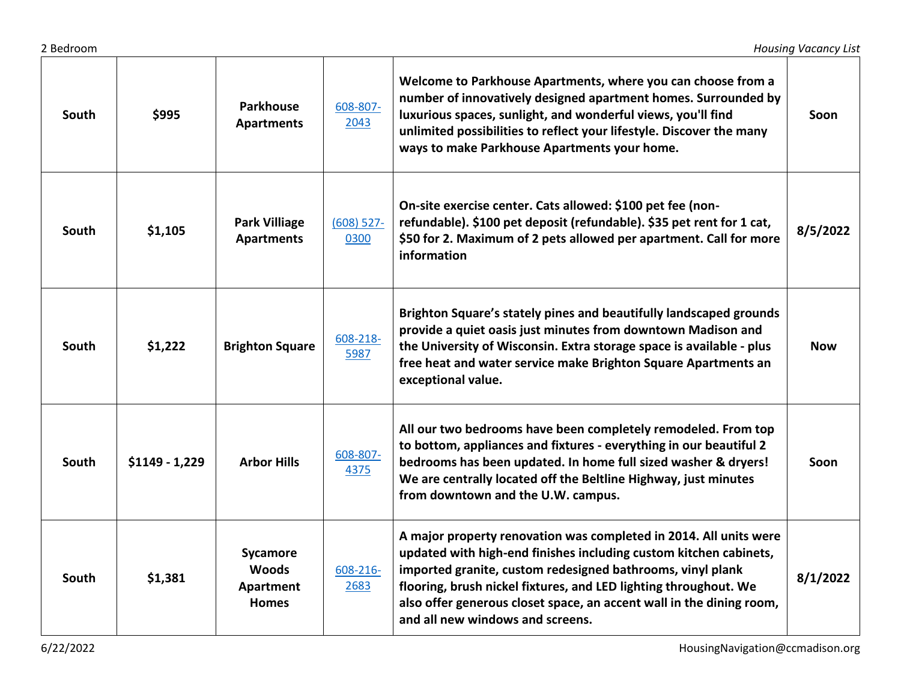| South | $995 | Parkhouse Apartments | 608-807-2043 | Welcome to Parkhouse Apartments, where you can choose from a number of innovatively designed apartment homes. Surrounded by luxurious spaces, sunlight, and wonderful views, you'll find unlimited possibilities to reflect your lifestyle. Discover the many ways to make Parkhouse Apartments your home. | Soon |
|---|---|---|---|---|---|
| South | $1,105 | Park Villiage Apartments | (608) 527-0300 | On-site exercise center. Cats allowed: $100 pet fee (non-refundable). $100 pet deposit (refundable). $35 pet rent for 1 cat, $50 for 2. Maximum of 2 pets allowed per apartment. Call for more information | 8/5/2022 |
| South | $1,222 | Brighton Square | 608-218-5987 | Brighton Square's stately pines and beautifully landscaped grounds provide a quiet oasis just minutes from downtown Madison and the University of Wisconsin. Extra storage space is available - plus free heat and water service make Brighton Square Apartments an exceptional value. | Now |
| South | $1149 - 1,229 | Arbor Hills | 608-807-4375 | All our two bedrooms have been completely remodeled. From top to bottom, appliances and fixtures - everything in our beautiful 2 bedrooms has been updated. In home full sized washer & dryers! We are centrally located off the Beltline Highway, just minutes from downtown and the U.W. campus. | Soon |
| South | $1,381 | Sycamore Woods Apartment Homes | 608-216-2683 | A major property renovation was completed in 2014. All units were updated with high-end finishes including custom kitchen cabinets, imported granite, custom redesigned bathrooms, vinyl plank flooring, brush nickel fixtures, and LED lighting throughout. We also offer generous closet space, an accent wall in the dining room, and all new windows and screens. | 8/1/2022 |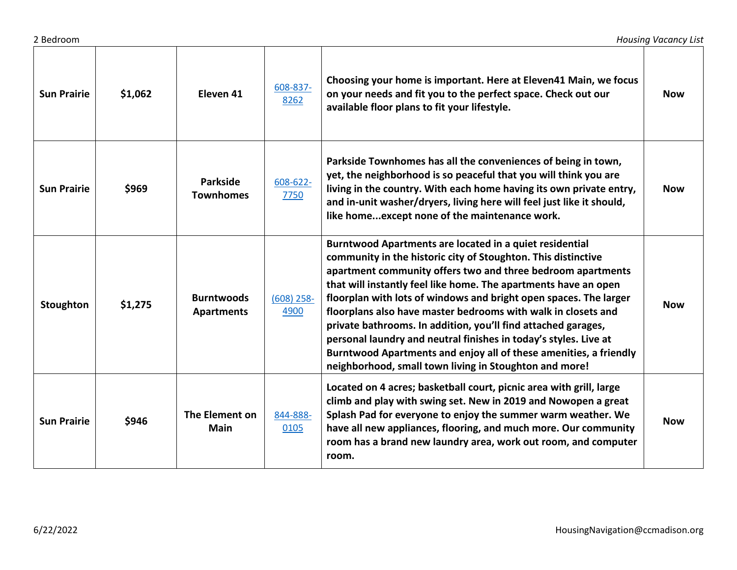| Sun Prairie | $1,062 | Eleven 41 | 608-837-8262 | Choosing your home is important. Here at Eleven41 Main, we focus on your needs and fit you to the perfect space. Check out our available floor plans to fit your lifestyle. | Now |
|---|---|---|---|---|---|
| Sun Prairie | $969 | Parkside Townhomes | 608-622-7750 | Parkside Townhomes has all the conveniences of being in town, yet, the neighborhood is so peaceful that you will think you are living in the country. With each home having its own private entry, and in-unit washer/dryers, living here will feel just like it should, like home...except none of the maintenance work. | Now |
| Stoughton | $1,275 | Burntwoods Apartments | (608) 258-4900 | Burntwood Apartments are located in a quiet residential community in the historic city of Stoughton. This distinctive apartment community offers two and three bedroom apartments that will instantly feel like home. The apartments have an open floorplan with lots of windows and bright open spaces. The larger floorplans also have master bedrooms with walk in closets and private bathrooms. In addition, you'll find attached garages, personal laundry and neutral finishes in today's styles. Live at Burntwood Apartments and enjoy all of these amenities, a friendly neighborhood, small town living in Stoughton and more! | Now |
| Sun Prairie | $946 | The Element on Main | 844-888-0105 | Located on 4 acres; basketball court, picnic area with grill, large climb and play with swing set. New in 2019 and Nowopen a great Splash Pad for everyone to enjoy the summer warm weather. We have all new appliances, flooring, and much more. Our community room has a brand new laundry area, work out room, and computer room. | Now |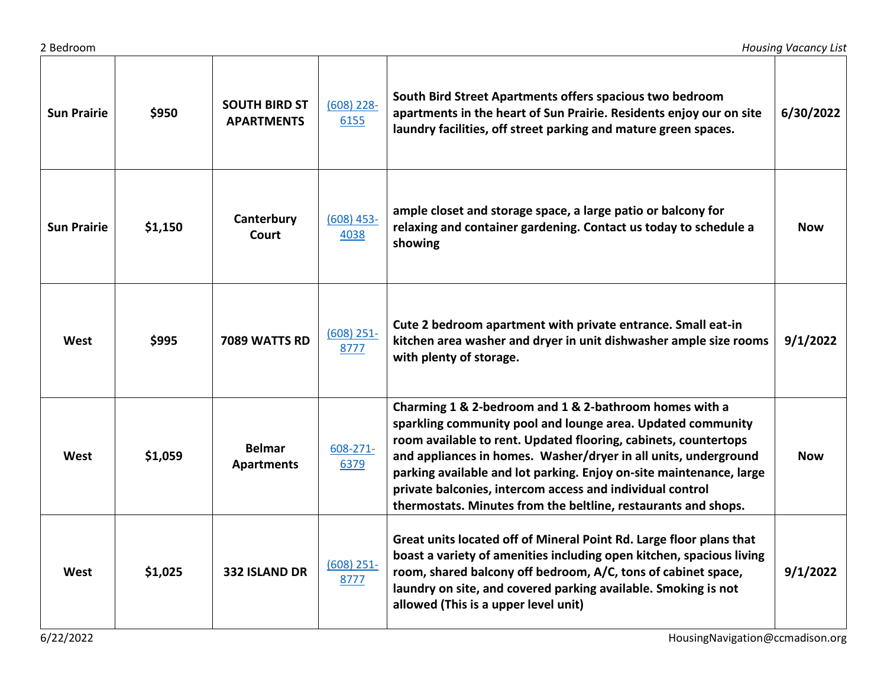| Sun Prairie | $950 | SOUTH BIRD ST APARTMENTS | (608) 228-6155 | South Bird Street Apartments offers spacious two bedroom apartments in the heart of Sun Prairie. Residents enjoy our on site laundry facilities, off street parking and mature green spaces. | 6/30/2022 |
|---|---|---|---|---|---|
| Sun Prairie | $1,150 | Canterbury Court | (608) 453-4038 | ample closet and storage space, a large patio or balcony for relaxing and container gardening. Contact us today to schedule a showing | Now |
| West | $995 | 7089 WATTS RD | (608) 251-8777 | Cute 2 bedroom apartment with private entrance. Small eat-in kitchen area washer and dryer in unit dishwasher ample size rooms with plenty of storage. | 9/1/2022 |
| West | $1,059 | Belmar Apartments | 608-271-6379 | Charming 1 & 2-bedroom and 1 & 2-bathroom homes with a sparkling community pool and lounge area. Updated community room available to rent. Updated flooring, cabinets, countertops and appliances in homes. Washer/dryer in all units, underground parking available and lot parking. Enjoy on-site maintenance, large private balconies, intercom access and individual control thermostats. Minutes from the beltline, restaurants and shops. | Now |
| West | $1,025 | 332 ISLAND DR | (608) 251-8777 | Great units located off of Mineral Point Rd. Large floor plans that boast a variety of amenities including open kitchen, spacious living room, shared balcony off bedroom, A/C, tons of cabinet space, laundry on site, and covered parking available. Smoking is not allowed (This is a upper level unit) | 9/1/2022 |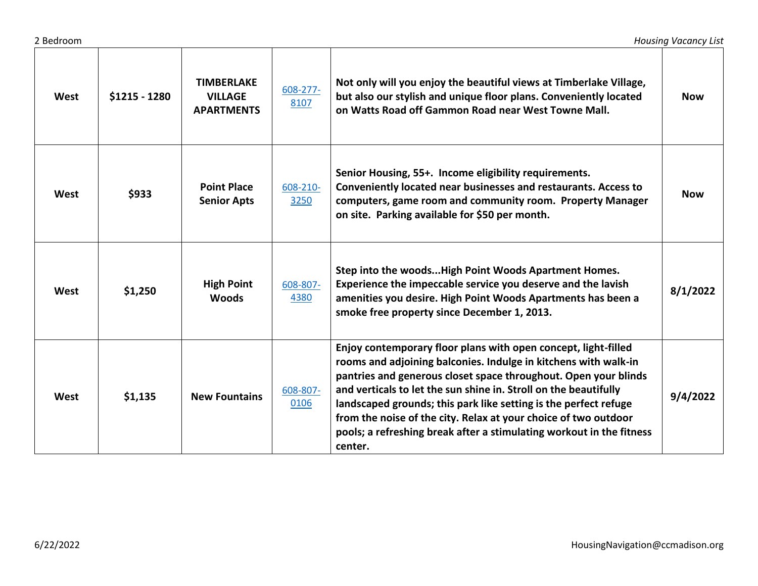| West | $1215 - 1280 | TIMBERLAKE VILLAGE APARTMENTS | [608-277-8107]() | Not only will you enjoy the beautiful views at Timberlake Village, but also our stylish and unique floor plans. Conveniently located on Watts Road off Gammon Road near West Towne Mall. | Now |
|---|---|---|---|---|---|
| West | $933 | Point Place Senior Apts | [608-210-3250]() | Senior Housing, 55+. Income eligibility requirements. Conveniently located near businesses and restaurants. Access to computers, game room and community room. Property Manager on site. Parking available for $50 per month. | Now |
| West | $1,250 | High Point Woods | [608-807-4380]() | Step into the woods...High Point Woods Apartment Homes. Experience the impeccable service you deserve and the lavish amenities you desire. High Point Woods Apartments has been a smoke free property since December 1, 2013. | 8/1/2022 |
| West | $1,135 | New Fountains | [608-807-0106]() | Enjoy contemporary floor plans with open concept, light-filled rooms and adjoining balconies. Indulge in kitchens with walk-in pantries and generous closet space throughout. Open your blinds and verticals to let the sun shine in. Stroll on the beautifully landscaped grounds; this park like setting is the perfect refuge from the noise of the city. Relax at your choice of two outdoor pools; a refreshing break after a stimulating workout in the fitness center. | 9/4/2022 |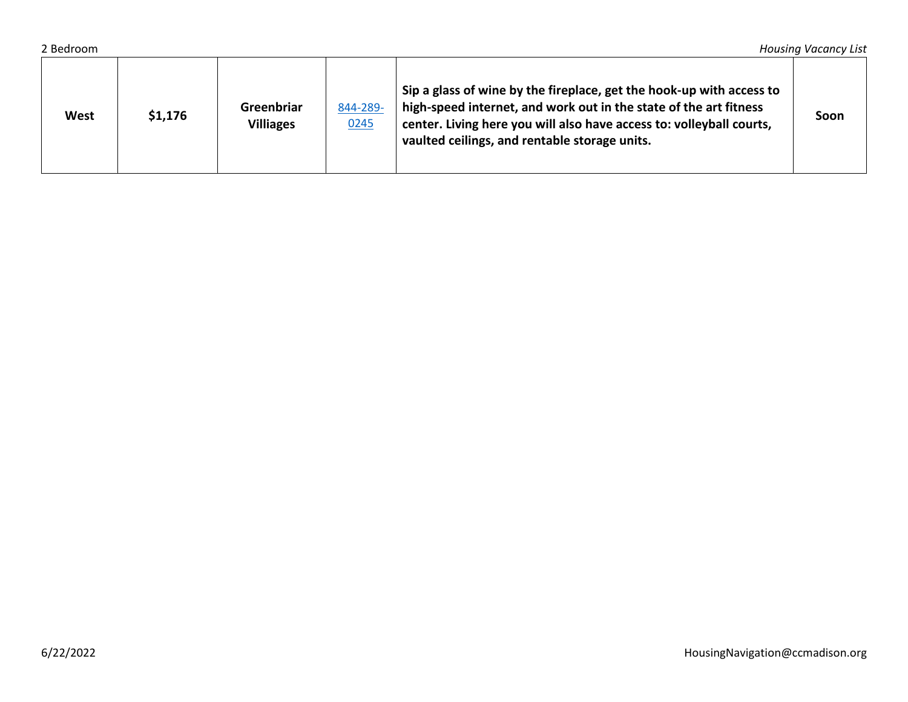| | | | | | |
|---|---|---|---|---|---|
| **West** | **$1,176** | **Greenbriar Villiages** | 844-289-0245 | **Sip a glass of wine by the fireplace, get the hook-up with access to high-speed internet, and work out in the state of the art fitness center. Living here you will also have access to: volleyball courts, vaulted ceilings, and rentable storage units.** | **Soon** |